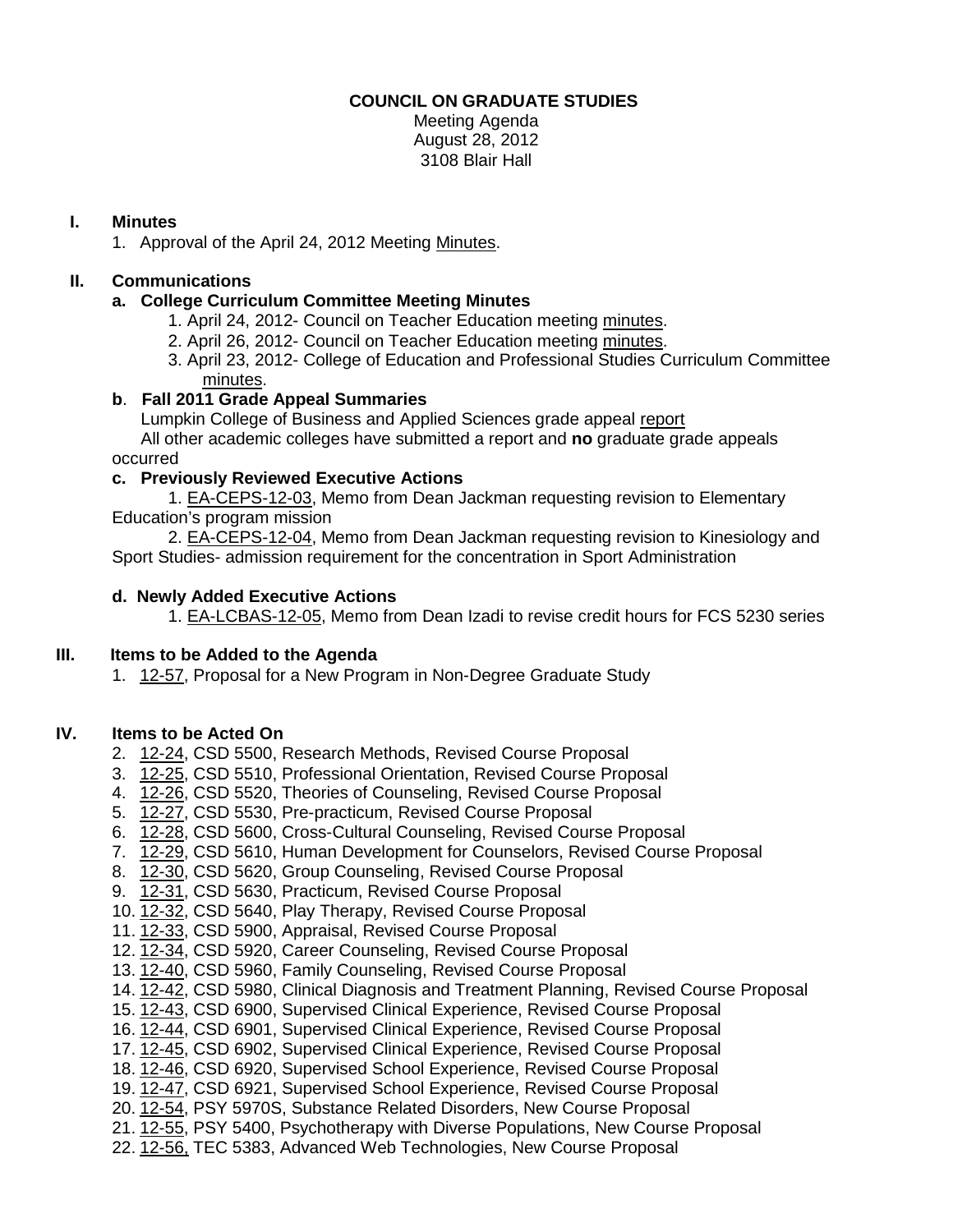# COUNCIL ON GRADUATE STUDIES

Meeting Agenda
August 28, 2012
3108 Blair Hall

## I. Minutes

1. Approval of the April 24, 2012 Meeting Minutes.

## II. Communications

### a. College Curriculum Committee Meeting Minutes

1. April 24, 2012- Council on Teacher Education meeting minutes.
2. April 26, 2012- Council on Teacher Education meeting minutes.
3. April 23, 2012- College of Education and Professional Studies Curriculum Committee minutes.

### b. Fall 2011 Grade Appeal Summaries

Lumpkin College of Business and Applied Sciences grade appeal report

All other academic colleges have submitted a report and **no** graduate grade appeals occurred

### c. Previously Reviewed Executive Actions

1. EA-CEPS-12-03, Memo from Dean Jackman requesting revision to Elementary Education's program mission
2. EA-CEPS-12-04, Memo from Dean Jackman requesting revision to Kinesiology and Sport Studies- admission requirement for the concentration in Sport Administration

### d. Newly Added Executive Actions

1. EA-LCBAS-12-05, Memo from Dean Izadi to revise credit hours for FCS 5230 series

## III. Items to be Added to the Agenda

1. 12-57, Proposal for a New Program in Non-Degree Graduate Study

## IV. Items to be Acted On

2. 12-24, CSD 5500, Research Methods, Revised Course Proposal
3. 12-25, CSD 5510, Professional Orientation, Revised Course Proposal
4. 12-26, CSD 5520, Theories of Counseling, Revised Course Proposal
5. 12-27, CSD 5530, Pre-practicum, Revised Course Proposal
6. 12-28, CSD 5600, Cross-Cultural Counseling, Revised Course Proposal
7. 12-29, CSD 5610, Human Development for Counselors, Revised Course Proposal
8. 12-30, CSD 5620, Group Counseling, Revised Course Proposal
9. 12-31, CSD 5630, Practicum, Revised Course Proposal
10. 12-32, CSD 5640, Play Therapy, Revised Course Proposal
11. 12-33, CSD 5900, Appraisal, Revised Course Proposal
12. 12-34, CSD 5920, Career Counseling, Revised Course Proposal
13. 12-40, CSD 5960, Family Counseling, Revised Course Proposal
14. 12-42, CSD 5980, Clinical Diagnosis and Treatment Planning, Revised Course Proposal
15. 12-43, CSD 6900, Supervised Clinical Experience, Revised Course Proposal
16. 12-44, CSD 6901, Supervised Clinical Experience, Revised Course Proposal
17. 12-45, CSD 6902, Supervised Clinical Experience, Revised Course Proposal
18. 12-46, CSD 6920, Supervised School Experience, Revised Course Proposal
19. 12-47, CSD 6921, Supervised School Experience, Revised Course Proposal
20. 12-54, PSY 5970S, Substance Related Disorders, New Course Proposal
21. 12-55, PSY 5400, Psychotherapy with Diverse Populations, New Course Proposal
22. 12-56, TEC 5383, Advanced Web Technologies, New Course Proposal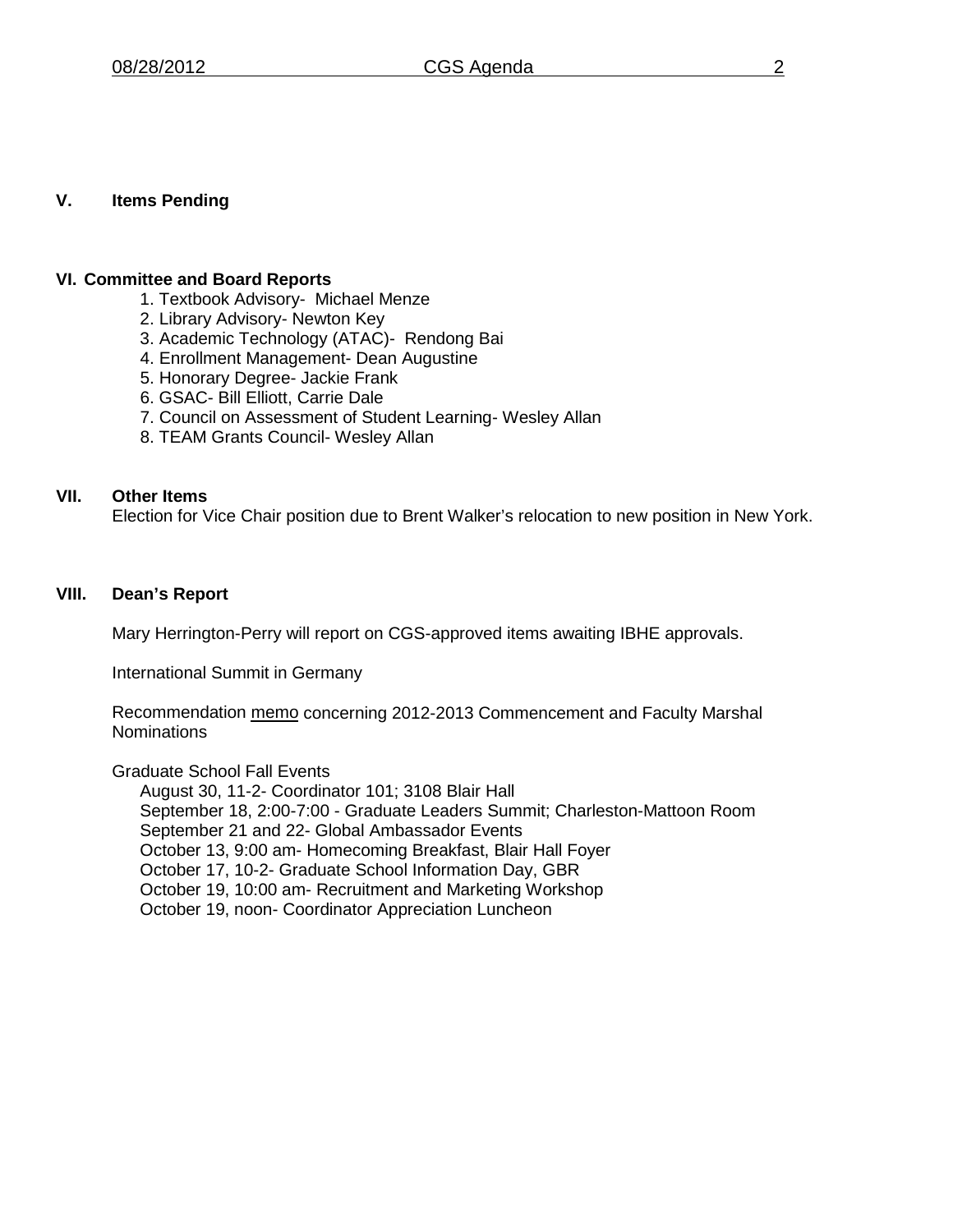## V. Items Pending

## VI. Committee and Board Reports

1. Textbook Advisory- Michael Menze
2. Library Advisory- Newton Key
3. Academic Technology (ATAC)- Rendong Bai
4. Enrollment Management- Dean Augustine
5. Honorary Degree- Jackie Frank
6. GSAC- Bill Elliott, Carrie Dale
7. Council on Assessment of Student Learning- Wesley Allan
8. TEAM Grants Council- Wesley Allan

## VII. Other Items

Election for Vice Chair position due to Brent Walker's relocation to new position in New York.

## VIII. Dean's Report

Mary Herrington-Perry will report on CGS-approved items awaiting IBHE approvals.

International Summit in Germany

Recommendation memo concerning 2012-2013 Commencement and Faculty Marshal Nominations

Graduate School Fall Events

- August 30, 11-2- Coordinator 101; 3108 Blair Hall
- September 18, 2:00-7:00 - Graduate Leaders Summit; Charleston-Mattoon Room
- September 21 and 22- Global Ambassador Events
- October 13, 9:00 am- Homecoming Breakfast, Blair Hall Foyer
- October 17, 10-2- Graduate School Information Day, GBR
- October 19, 10:00 am- Recruitment and Marketing Workshop
- October 19, noon- Coordinator Appreciation Luncheon